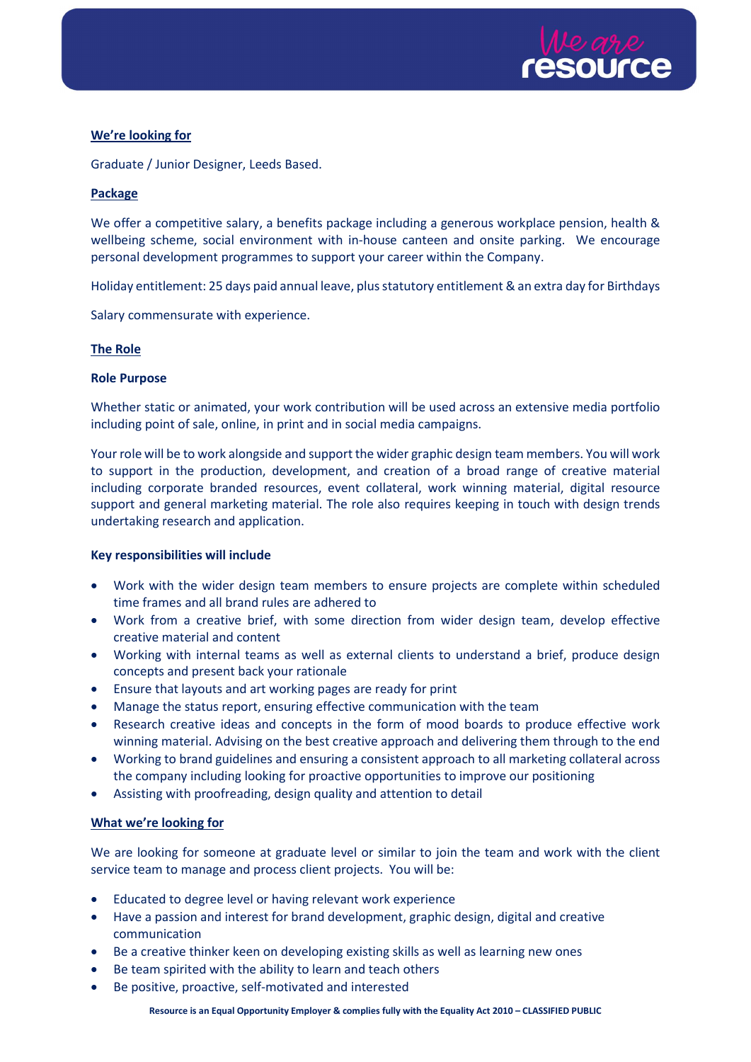## We're looking for

Graduate / Junior Designer, Leeds Based.

## Package

We offer a competitive salary, a benefits package including a generous workplace pension, health & wellbeing scheme, social environment with in-house canteen and onsite parking. We encourage personal development programmes to support your career within the Company.

Holiday entitlement: 25 days paid annual leave, plus statutory entitlement & an extra day for Birthdays

Salary commensurate with experience.

## The Role

### Role Purpose

Whether static or animated, your work contribution will be used across an extensive media portfolio including point of sale, online, in print and in social media campaigns.

Your role will be to work alongside and support the wider graphic design team members. You will work to support in the production, development, and creation of a broad range of creative material including corporate branded resources, event collateral, work winning material, digital resource support and general marketing material. The role also requires keeping in touch with design trends undertaking research and application.

### Key responsibilities will include

- Work with the wider design team members to ensure projects are complete within scheduled time frames and all brand rules are adhered to
- Work from a creative brief, with some direction from wider design team, develop effective creative material and content
- Working with internal teams as well as external clients to understand a brief, produce design concepts and present back your rationale
- Ensure that layouts and art working pages are ready for print
- Manage the status report, ensuring effective communication with the team
- Research creative ideas and concepts in the form of mood boards to produce effective work winning material. Advising on the best creative approach and delivering them through to the end
- Working to brand guidelines and ensuring a consistent approach to all marketing collateral across the company including looking for proactive opportunities to improve our positioning
- Assisting with proofreading, design quality and attention to detail

## What we're looking for

We are looking for someone at graduate level or similar to join the team and work with the client service team to manage and process client projects. You will be:

- Educated to degree level or having relevant work experience
- Have a passion and interest for brand development, graphic design, digital and creative communication
- Be a creative thinker keen on developing existing skills as well as learning new ones
- Be team spirited with the ability to learn and teach others
- Be positive, proactive, self-motivated and interested

**Resource is an Equal Opportunity Employer & complies fully with the Equality Act 2010 – CLASSIFIED PUBLIC**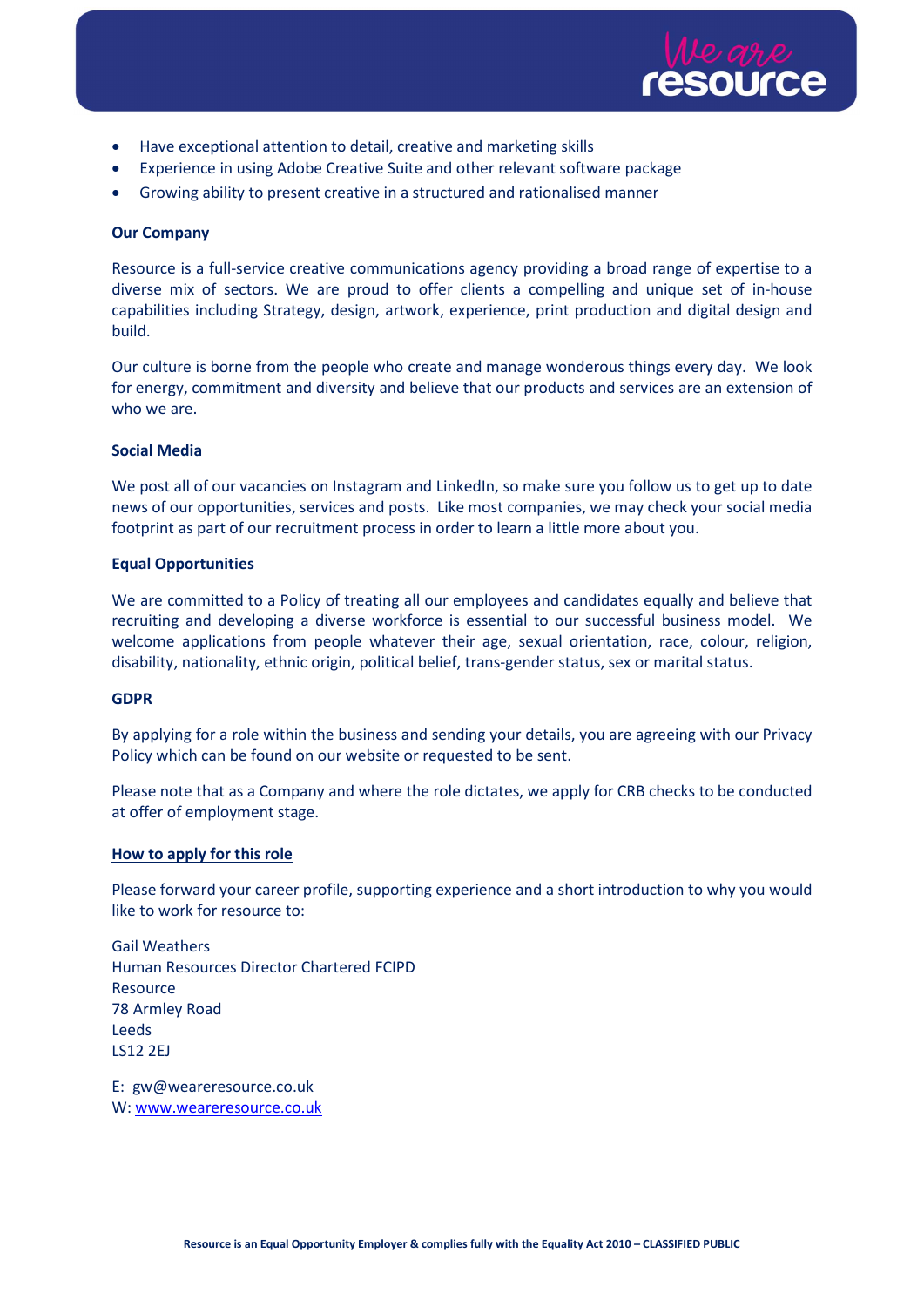- Have exceptional attention to detail, creative and marketing skills
- Experience in using Adobe Creative Suite and other relevant software package
- Growing ability to present creative in a structured and rationalised manner

**Our Company**

Resource is a full-service creative communications agency providing a broad range of expertise to a diverse mix of sectors. We are proud to offer clients a compelling and unique set of in-house capabilities including Strategy, design, artwork, experience, print production and digital design and build.

Our culture is borne from the people who create and manage wonderous things every day. We look for energy, commitment and diversity and believe that our products and services are an extension of who we are.

**Social Media**

We post all of our vacancies on Instagram and LinkedIn, so make sure you follow us to get up to date news of our opportunities, services and posts. Like most companies, we may check your social media footprint as part of our recruitment process in order to learn a little more about you.

**Equal Opportunities**

We are committed to a Policy of treating all our employees and candidates equally and believe that recruiting and developing a diverse workforce is essential to our successful business model. We welcome applications from people whatever their age, sexual orientation, race, colour, religion, disability, nationality, ethnic origin, political belief, trans-gender status, sex or marital status.

**GDPR**

By applying for a role within the business and sending your details, you are agreeing with our Privacy Policy which can be found on our website or requested to be sent.

Please note that as a Company and where the role dictates, we apply for CRB checks to be conducted at offer of employment stage.

**How to apply for this role**

Please forward your career profile, supporting experience and a short introduction to why you would like to work for resource to:

Gail Weathers
Human Resources Director Chartered FCIPD
Resource
78 Armley Road
Leeds
LS12 2EJ

E: gw@weareresource.co.uk
W: www.weareresource.co.uk

**Resource is an Equal Opportunity Employer & complies fully with the Equality Act 2010 – CLASSIFIED PUBLIC**